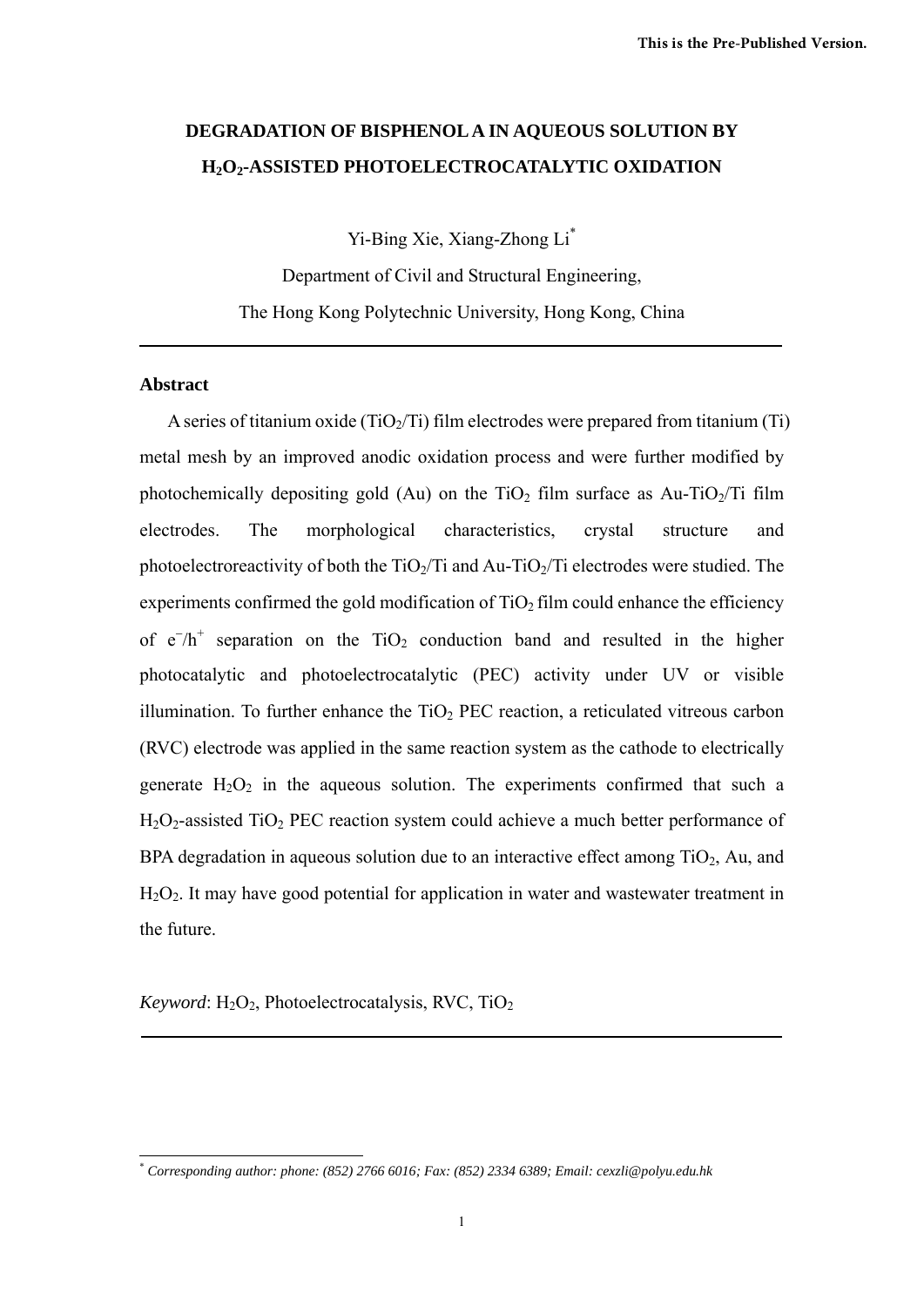# DEGRADATION OF BISPHENOL A IN AQUEOUS SOLUTION BY $H_2O_2$-ASSISTED PHOTOELECTROCATALYTIC OXIDATION

Yi-Bing Xie, Xiang-Zhong Li[*]

Department of Civil and Structural Engineering,

The Hong Kong Polytechnic University, Hong Kong, China

---

## Abstract

A series of titanium oxide ($TiO_2$/Ti) film electrodes were prepared from titanium (Ti) metal mesh by an improved anodic oxidation process and were further modified by photochemically depositing gold (Au) on the $TiO_2$ film surface as Au-$TiO_2$/Ti film electrodes. The morphological characteristics, crystal structure and photoelectroreactivity of both the $TiO_2$/Ti and Au-$TiO_2$/Ti electrodes were studied. The experiments confirmed the gold modification of $TiO_2$ film could enhance the efficiency of $e^-/h^+$ separation on the $TiO_2$ conduction band and resulted in the higher photocatalytic and photoelectrocatalytic (PEC) activity under UV or visible illumination. To further enhance the $TiO_2$ PEC reaction, a reticulated vitreous carbon (RVC) electrode was applied in the same reaction system as the cathode to electrically generate $H_2O_2$ in the aqueous solution. The experiments confirmed that such a $H_2O_2$-assisted $TiO_2$ PEC reaction system could achieve a much better performance of BPA degradation in aqueous solution due to an interactive effect among $TiO_2$, Au, and $H_2O_2$. It may have good potential for application in water and wastewater treatment in the future.

*Keyword*: $H_2O_2$, Photoelectrocatalysis, RVC, $TiO_2$

---

[*] *Corresponding author: phone: (852) 2766 6016; Fax: (852) 2334 6389; Email: cexzli@polyu.edu.hk*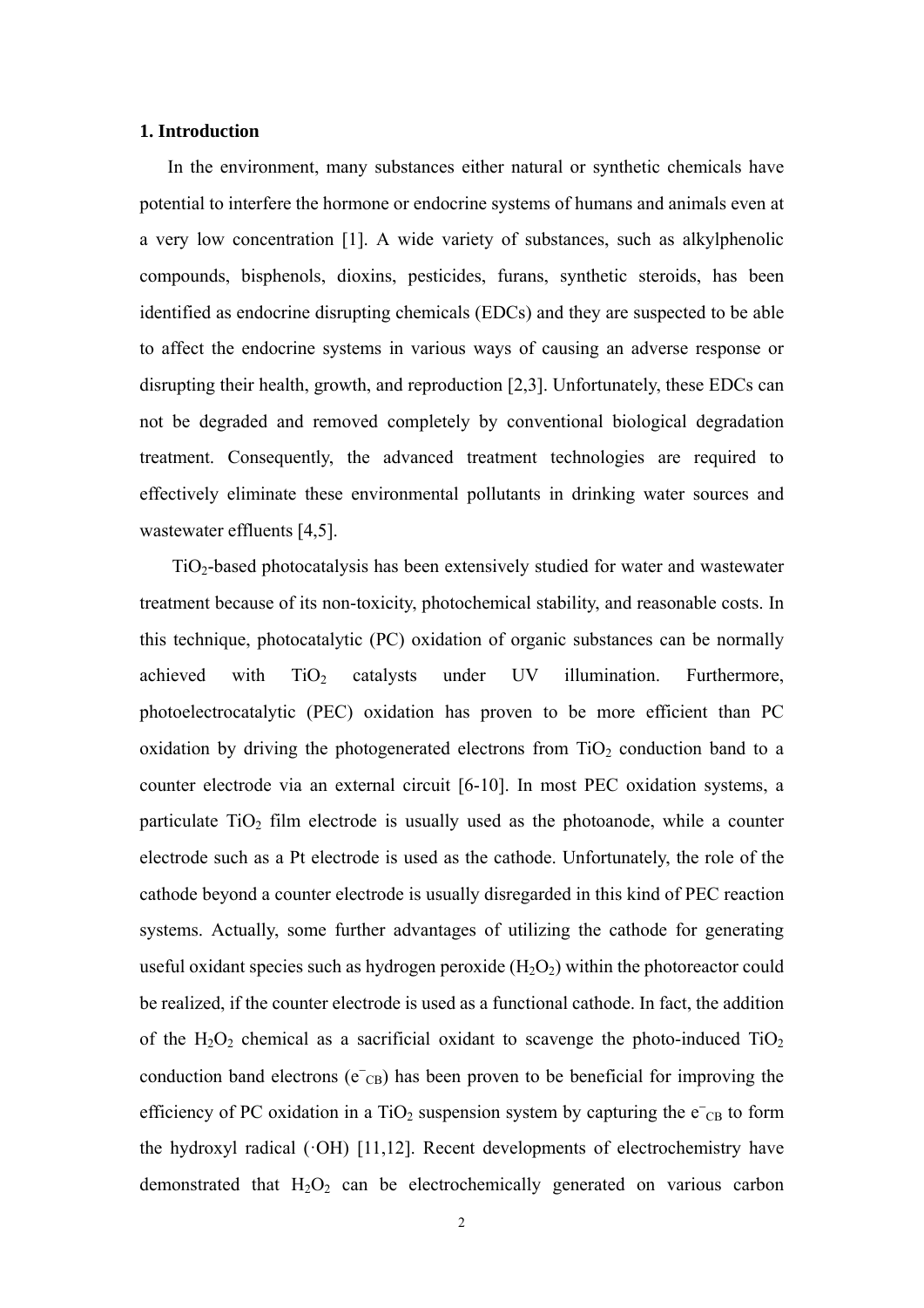## 1. Introduction

In the environment, many substances either natural or synthetic chemicals have potential to interfere the hormone or endocrine systems of humans and animals even at a very low concentration [1]. A wide variety of substances, such as alkylphenolic compounds, bisphenols, dioxins, pesticides, furans, synthetic steroids, has been identified as endocrine disrupting chemicals (EDCs) and they are suspected to be able to affect the endocrine systems in various ways of causing an adverse response or disrupting their health, growth, and reproduction [2,3]. Unfortunately, these EDCs can not be degraded and removed completely by conventional biological degradation treatment. Consequently, the advanced treatment technologies are required to effectively eliminate these environmental pollutants in drinking water sources and wastewater effluents [4,5].

$TiO_2$-based photocatalysis has been extensively studied for water and wastewater treatment because of its non-toxicity, photochemical stability, and reasonable costs. In this technique, photocatalytic (PC) oxidation of organic substances can be normally achieved with $TiO_2$ catalysts under UV illumination. Furthermore, photoelectrocatalytic (PEC) oxidation has proven to be more efficient than PC oxidation by driving the photogenerated electrons from $TiO_2$ conduction band to a counter electrode via an external circuit [6-10]. In most PEC oxidation systems, a particulate $TiO_2$ film electrode is usually used as the photoanode, while a counter electrode such as a Pt electrode is used as the cathode. Unfortunately, the role of the cathode beyond a counter electrode is usually disregarded in this kind of PEC reaction systems. Actually, some further advantages of utilizing the cathode for generating useful oxidant species such as hydrogen peroxide ($H_2O_2$) within the photoreactor could be realized, if the counter electrode is used as a functional cathode. In fact, the addition of the $H_2O_2$ chemical as a sacrificial oxidant to scavenge the photo-induced $TiO_2$ conduction band electrons ($e^-_{CB}$) has been proven to be beneficial for improving the efficiency of PC oxidation in a $TiO_2$ suspension system by capturing the $e^-_{CB}$ to form the hydroxyl radical (·OH) [11,12]. Recent developments of electrochemistry have demonstrated that $H_2O_2$ can be electrochemically generated on various carbon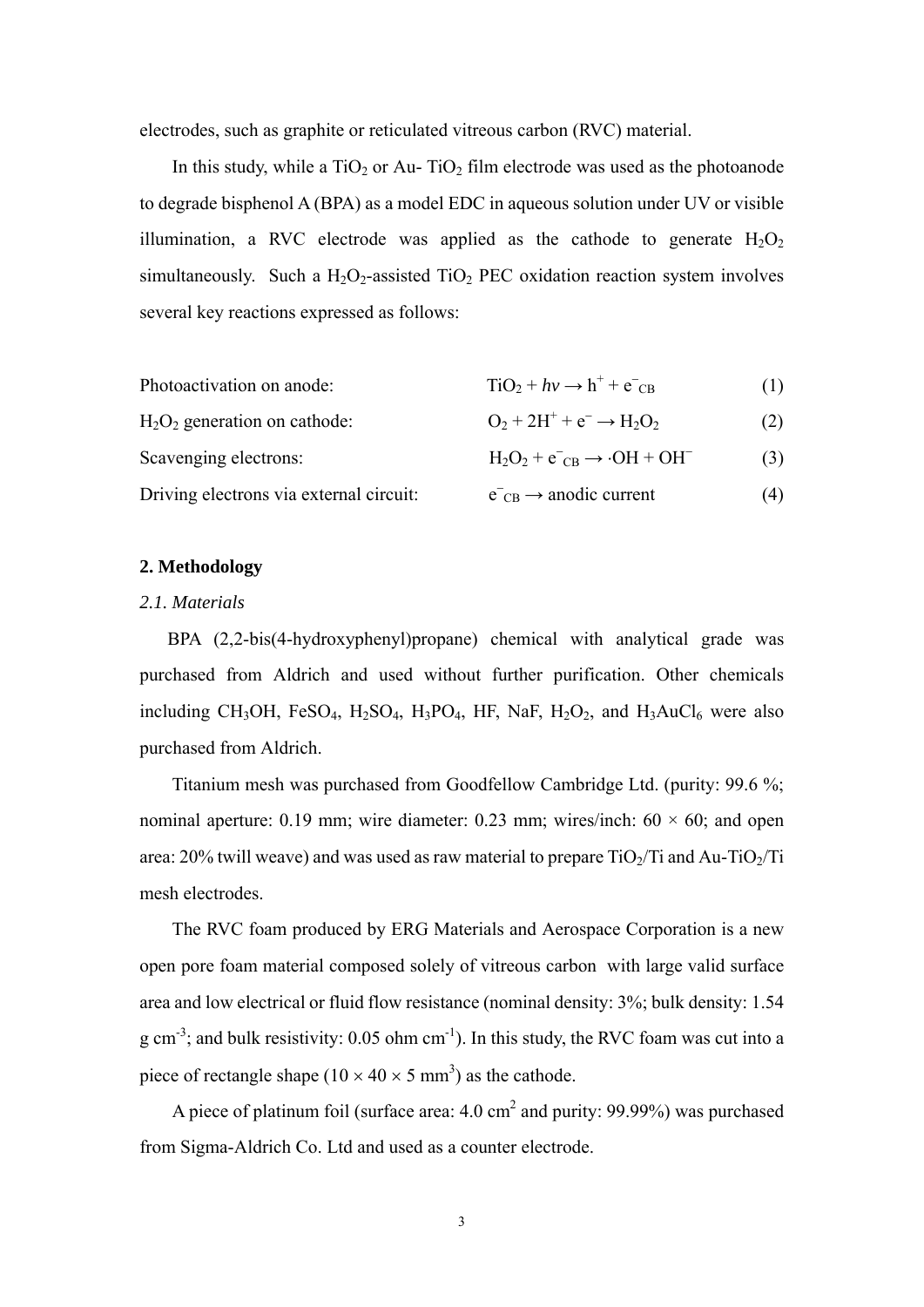electrodes, such as graphite or reticulated vitreous carbon (RVC) material.

In this study, while a $TiO_2$ or Au- $TiO_2$ film electrode was used as the photoanode to degrade bisphenol A (BPA) as a model EDC in aqueous solution under UV or visible illumination, a RVC electrode was applied as the cathode to generate $H_2O_2$ simultaneously. Such a $H_2O_2$-assisted $TiO_2$ PEC oxidation reaction system involves several key reactions expressed as follows:

| | | |
|---|---|---|
| Photoactivation on anode: | $TiO_2 + h\nu \rightarrow h^+ + e^-_{CB}$ | (1) |
| $H_2O_2$ generation on cathode: | $O_2 + 2H^+ + e^- \rightarrow H_2O_2$ | (2) |
| Scavenging electrons: | $H_2O_2 + e^-_{CB} \rightarrow \cdot OH + OH^-$ | (3) |
| Driving electrons via external circuit: | $e^-_{CB} \rightarrow$ anodic current | (4) |

## 2. Methodology

### *2.1. Materials*

BPA (2,2-bis(4-hydroxyphenyl)propane) chemical with analytical grade was purchased from Aldrich and used without further purification. Other chemicals including $CH_3OH$, $FeSO_4$, $H_2SO_4$, $H_3PO_4$, HF, NaF, $H_2O_2$, and $H_3AuCl_6$ were also purchased from Aldrich.

Titanium mesh was purchased from Goodfellow Cambridge Ltd. (purity: 99.6 %; nominal aperture: 0.19 mm; wire diameter: 0.23 mm; wires/inch: 60 × 60; and open area: 20% twill weave) and was used as raw material to prepare $TiO_2$/Ti and Au-$TiO_2$/Ti mesh electrodes.

The RVC foam produced by ERG Materials and Aerospace Corporation is a new open pore foam material composed solely of vitreous carbon with large valid surface area and low electrical or fluid flow resistance (nominal density: 3%; bulk density: 1.54 g cm$^{-3}$; and bulk resistivity: 0.05 ohm cm$^{-1}$). In this study, the RVC foam was cut into a piece of rectangle shape ($10 \times 40 \times 5$ mm$^3$) as the cathode.

A piece of platinum foil (surface area: 4.0 cm$^2$ and purity: 99.99%) was purchased from Sigma-Aldrich Co. Ltd and used as a counter electrode.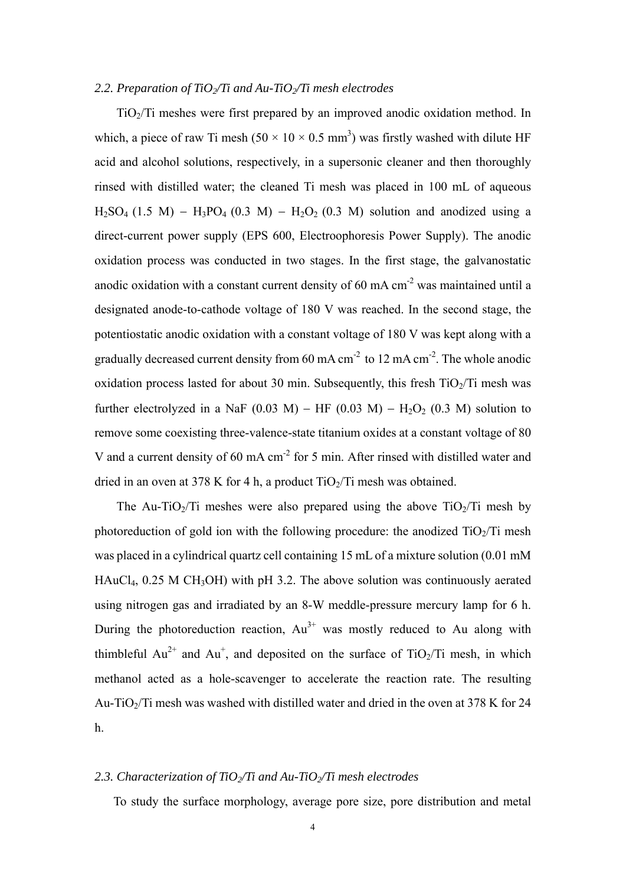### *2.2. Preparation of $TiO_2$/Ti and Au-$TiO_2$/Ti mesh electrodes*

$TiO_2$/Ti meshes were first prepared by an improved anodic oxidation method. In which, a piece of raw Ti mesh ($50 \times 10 \times 0.5$ mm$^3$) was firstly washed with dilute HF acid and alcohol solutions, respectively, in a supersonic cleaner and then thoroughly rinsed with distilled water; the cleaned Ti mesh was placed in 100 mL of aqueous $H_2SO_4$ (1.5 M) − $H_3PO_4$ (0.3 M) − $H_2O_2$ (0.3 M) solution and anodized using a direct-current power supply (EPS 600, Electroophoresis Power Supply). The anodic oxidation process was conducted in two stages. In the first stage, the galvanostatic anodic oxidation with a constant current density of 60 mA cm$^{-2}$ was maintained until a designated anode-to-cathode voltage of 180 V was reached. In the second stage, the potentiostatic anodic oxidation with a constant voltage of 180 V was kept along with a gradually decreased current density from 60 mA cm$^{-2}$ to 12 mA cm$^{-2}$. The whole anodic oxidation process lasted for about 30 min. Subsequently, this fresh $TiO_2$/Ti mesh was further electrolyzed in a NaF (0.03 M) − HF (0.03 M) − $H_2O_2$ (0.3 M) solution to remove some coexisting three-valence-state titanium oxides at a constant voltage of 80 V and a current density of 60 mA cm$^{-2}$ for 5 min. After rinsed with distilled water and dried in an oven at 378 K for 4 h, a product $TiO_2$/Ti mesh was obtained.

The Au-$TiO_2$/Ti meshes were also prepared using the above $TiO_2$/Ti mesh by photoreduction of gold ion with the following procedure: the anodized $TiO_2$/Ti mesh was placed in a cylindrical quartz cell containing 15 mL of a mixture solution (0.01 mM $HAuCl_4$, 0.25 M $CH_3OH$) with pH 3.2. The above solution was continuously aerated using nitrogen gas and irradiated by an 8-W meddle-pressure mercury lamp for 6 h. During the photoreduction reaction, $Au^{3+}$ was mostly reduced to Au along with thimbleful $Au^{2+}$ and $Au^{+}$, and deposited on the surface of $TiO_2$/Ti mesh, in which methanol acted as a hole-scavenger to accelerate the reaction rate. The resulting Au-$TiO_2$/Ti mesh was washed with distilled water and dried in the oven at 378 K for 24 h.

### *2.3. Characterization of $TiO_2$/Ti and Au-$TiO_2$/Ti mesh electrodes*

To study the surface morphology, average pore size, pore distribution and metal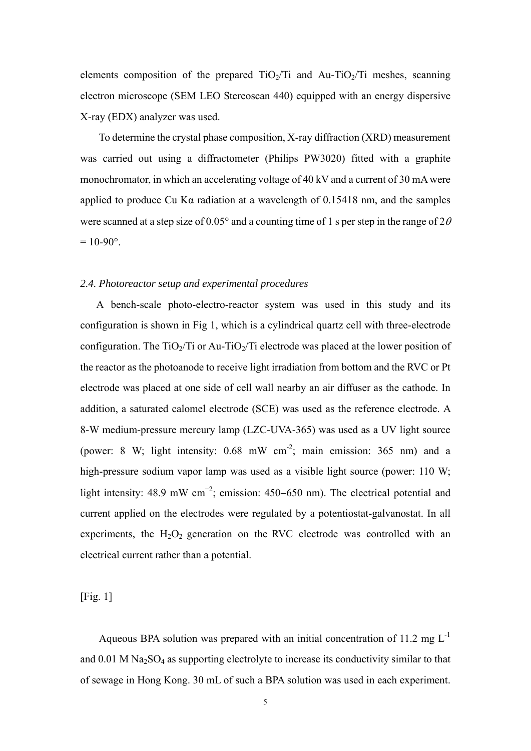elements composition of the prepared $TiO_2$/Ti and Au-$TiO_2$/Ti meshes, scanning electron microscope (SEM LEO Stereoscan 440) equipped with an energy dispersive X-ray (EDX) analyzer was used.

To determine the crystal phase composition, X-ray diffraction (XRD) measurement was carried out using a diffractometer (Philips PW3020) fitted with a graphite monochromator, in which an accelerating voltage of 40 kV and a current of 30 mA were applied to produce Cu Kα radiation at a wavelength of 0.15418 nm, and the samples were scanned at a step size of 0.05° and a counting time of 1 s per step in the range of $2\theta$ = 10-90°.

### *2.4. Photoreactor setup and experimental procedures*

A bench-scale photo-electro-reactor system was used in this study and its configuration is shown in Fig 1, which is a cylindrical quartz cell with three-electrode configuration. The $TiO_2$/Ti or Au-$TiO_2$/Ti electrode was placed at the lower position of the reactor as the photoanode to receive light irradiation from bottom and the RVC or Pt electrode was placed at one side of cell wall nearby an air diffuser as the cathode. In addition, a saturated calomel electrode (SCE) was used as the reference electrode. A 8-W medium-pressure mercury lamp (LZC-UVA-365) was used as a UV light source (power: 8 W; light intensity: 0.68 mW $cm^{-2}$; main emission: 365 nm) and a high-pressure sodium vapor lamp was used as a visible light source (power: 110 W; light intensity: 48.9 mW $cm^{-2}$; emission: 450−650 nm). The electrical potential and current applied on the electrodes were regulated by a potentiostat-galvanostat. In all experiments, the $H_2O_2$ generation on the RVC electrode was controlled with an electrical current rather than a potential.

[Fig. 1]

Aqueous BPA solution was prepared with an initial concentration of 11.2 mg $L^{-1}$ and 0.01 M $Na_2SO_4$ as supporting electrolyte to increase its conductivity similar to that of sewage in Hong Kong. 30 mL of such a BPA solution was used in each experiment.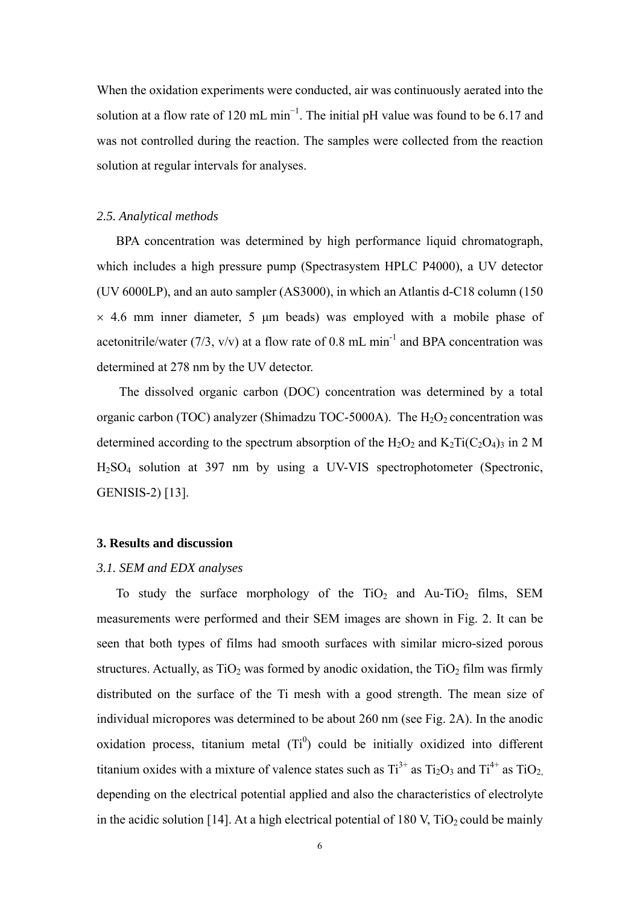When the oxidation experiments were conducted, air was continuously aerated into the solution at a flow rate of 120 mL $min^{-1}$. The initial pH value was found to be 6.17 and was not controlled during the reaction. The samples were collected from the reaction solution at regular intervals for analyses.

### *2.5. Analytical methods*

BPA concentration was determined by high performance liquid chromatograph, which includes a high pressure pump (Spectrasystem HPLC P4000), a UV detector (UV 6000LP), and an auto sampler (AS3000), in which an Atlantis d-C18 column (150 × 4.6 mm inner diameter, 5 μm beads) was employed with a mobile phase of acetonitrile/water (7/3, v/v) at a flow rate of 0.8 mL $min^{-1}$ and BPA concentration was determined at 278 nm by the UV detector.

The dissolved organic carbon (DOC) concentration was determined by a total organic carbon (TOC) analyzer (Shimadzu TOC-5000A). The $H_2O_2$ concentration was determined according to the spectrum absorption of the $H_2O_2$ and $K_2Ti(C_2O_4)_3$ in 2 M $H_2SO_4$ solution at 397 nm by using a UV-VIS spectrophotometer (Spectronic, GENISIS-2) [13].

## **3. Results and discussion**

### *3.1. SEM and EDX analyses*

To study the surface morphology of the $TiO_2$ and Au-$TiO_2$ films, SEM measurements were performed and their SEM images are shown in Fig. 2. It can be seen that both types of films had smooth surfaces with similar micro-sized porous structures. Actually, as $TiO_2$ was formed by anodic oxidation, the $TiO_2$ film was firmly distributed on the surface of the Ti mesh with a good strength. The mean size of individual micropores was determined to be about 260 nm (see Fig. 2A). In the anodic oxidation process, titanium metal ($Ti^0$) could be initially oxidized into different titanium oxides with a mixture of valence states such as $Ti^{3+}$ as $Ti_2O_3$ and $Ti^{4+}$ as $TiO_2$, depending on the electrical potential applied and also the characteristics of electrolyte in the acidic solution [14]. At a high electrical potential of 180 V, $TiO_2$ could be mainly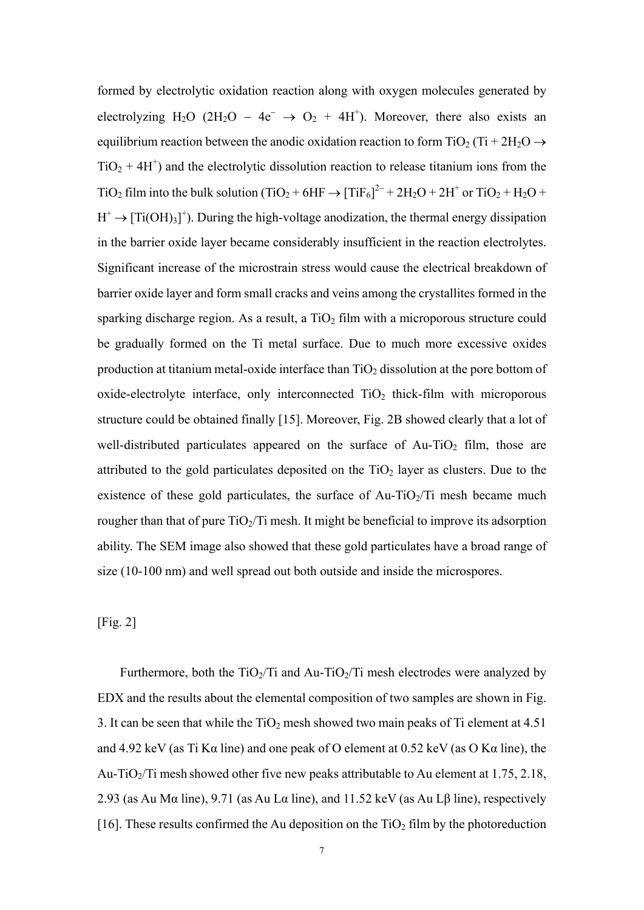formed by electrolytic oxidation reaction along with oxygen molecules generated by electrolyzing $H_2O$ ($2H_2O - 4e^- \rightarrow O_2 + 4H^+$). Moreover, there also exists an equilibrium reaction between the anodic oxidation reaction to form $TiO_2$ ($Ti + 2H_2O \rightarrow TiO_2 + 4H^+$) and the electrolytic dissolution reaction to release titanium ions from the $TiO_2$ film into the bulk solution ($TiO_2 + 6HF \rightarrow [TiF_6]^{2-} + 2H_2O + 2H^+$ or $TiO_2 + H_2O + H^+ \rightarrow [Ti(OH)_3]^+$). During the high-voltage anodization, the thermal energy dissipation in the barrier oxide layer became considerably insufficient in the reaction electrolytes. Significant increase of the microstrain stress would cause the electrical breakdown of barrier oxide layer and form small cracks and veins among the crystallites formed in the sparking discharge region. As a result, a $TiO_2$ film with a microporous structure could be gradually formed on the Ti metal surface. Due to much more excessive oxides production at titanium metal-oxide interface than $TiO_2$ dissolution at the pore bottom of oxide-electrolyte interface, only interconnected $TiO_2$ thick-film with microporous structure could be obtained finally [15]. Moreover, Fig. 2B showed clearly that a lot of well-distributed particulates appeared on the surface of Au-$TiO_2$ film, those are attributed to the gold particulates deposited on the $TiO_2$ layer as clusters. Due to the existence of these gold particulates, the surface of Au-$TiO_2$/Ti mesh became much rougher than that of pure $TiO_2$/Ti mesh. It might be beneficial to improve its adsorption ability. The SEM image also showed that these gold particulates have a broad range of size (10-100 nm) and well spread out both outside and inside the microspores.

[Fig. 2]

Furthermore, both the $TiO_2$/Ti and Au-$TiO_2$/Ti mesh electrodes were analyzed by EDX and the results about the elemental composition of two samples are shown in Fig. 3. It can be seen that while the $TiO_2$ mesh showed two main peaks of Ti element at 4.51 and 4.92 keV (as Ti Kα line) and one peak of O element at 0.52 keV (as O Kα line), the Au-$TiO_2$/Ti mesh showed other five new peaks attributable to Au element at 1.75, 2.18, 2.93 (as Au Mα line), 9.71 (as Au Lα line), and 11.52 keV (as Au Lβ line), respectively [16]. These results confirmed the Au deposition on the $TiO_2$ film by the photoreduction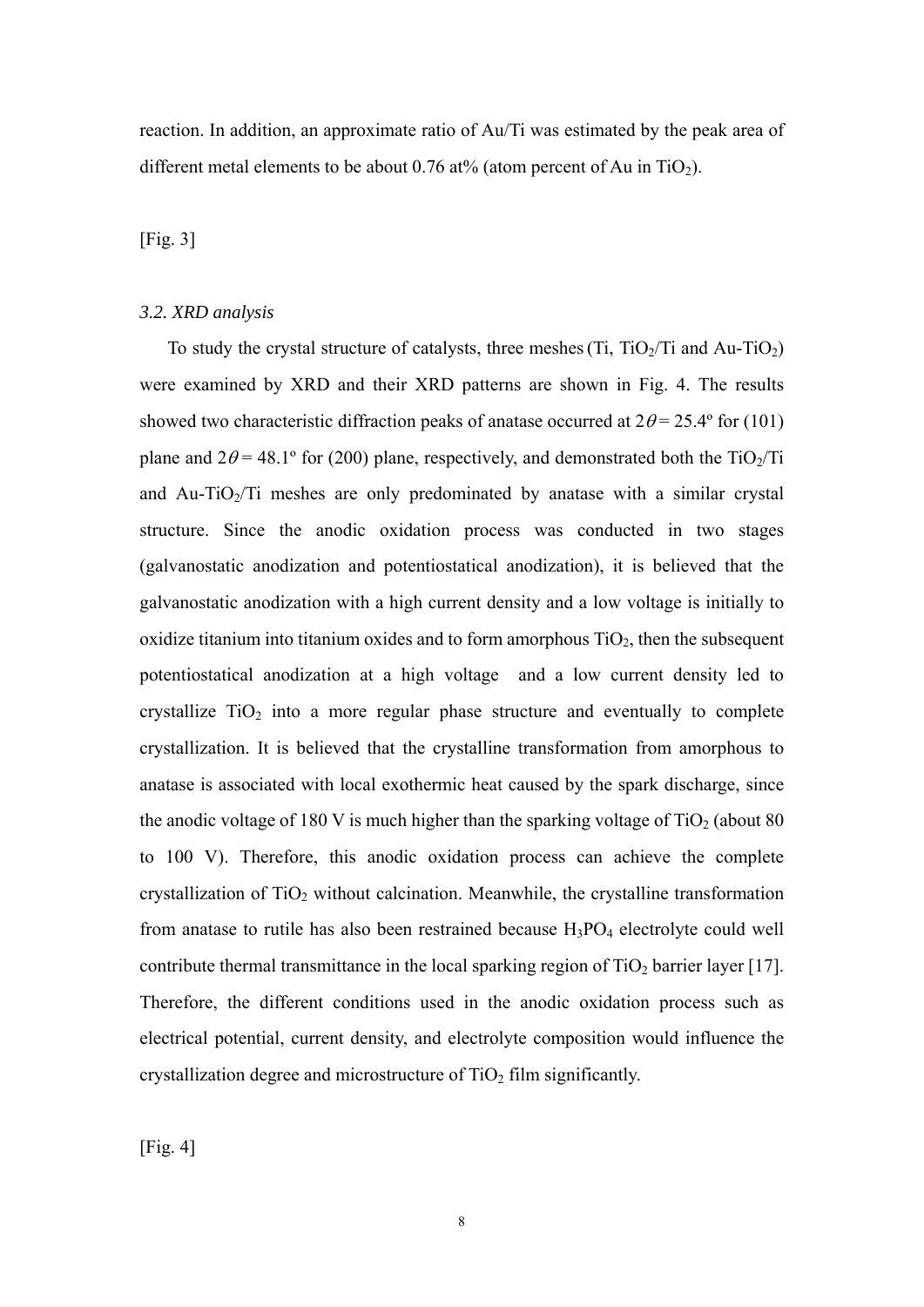reaction. In addition, an approximate ratio of Au/Ti was estimated by the peak area of different metal elements to be about 0.76 at% (atom percent of Au in $TiO_2$).

[Fig. 3]

### *3.2. XRD analysis*

To study the crystal structure of catalysts, three meshes (Ti, $TiO_2$/Ti and Au-$TiO_2$) were examined by XRD and their XRD patterns are shown in Fig. 4. The results showed two characteristic diffraction peaks of anatase occurred at $2\theta = 25.4^{\circ}$ for (101) plane and $2\theta = 48.1^{\circ}$ for (200) plane, respectively, and demonstrated both the $TiO_2$/Ti and Au-$TiO_2$/Ti meshes are only predominated by anatase with a similar crystal structure. Since the anodic oxidation process was conducted in two stages (galvanostatic anodization and potentiostatical anodization), it is believed that the galvanostatic anodization with a high current density and a low voltage is initially to oxidize titanium into titanium oxides and to form amorphous $TiO_2$, then the subsequent potentiostatical anodization at a high voltage and a low current density led to crystallize $TiO_2$ into a more regular phase structure and eventually to complete crystallization. It is believed that the crystalline transformation from amorphous to anatase is associated with local exothermic heat caused by the spark discharge, since the anodic voltage of 180 V is much higher than the sparking voltage of $TiO_2$ (about 80 to 100 V). Therefore, this anodic oxidation process can achieve the complete crystallization of $TiO_2$ without calcination. Meanwhile, the crystalline transformation from anatase to rutile has also been restrained because $H_3PO_4$ electrolyte could well contribute thermal transmittance in the local sparking region of $TiO_2$ barrier layer [17]. Therefore, the different conditions used in the anodic oxidation process such as electrical potential, current density, and electrolyte composition would influence the crystallization degree and microstructure of $TiO_2$ film significantly.

[Fig. 4]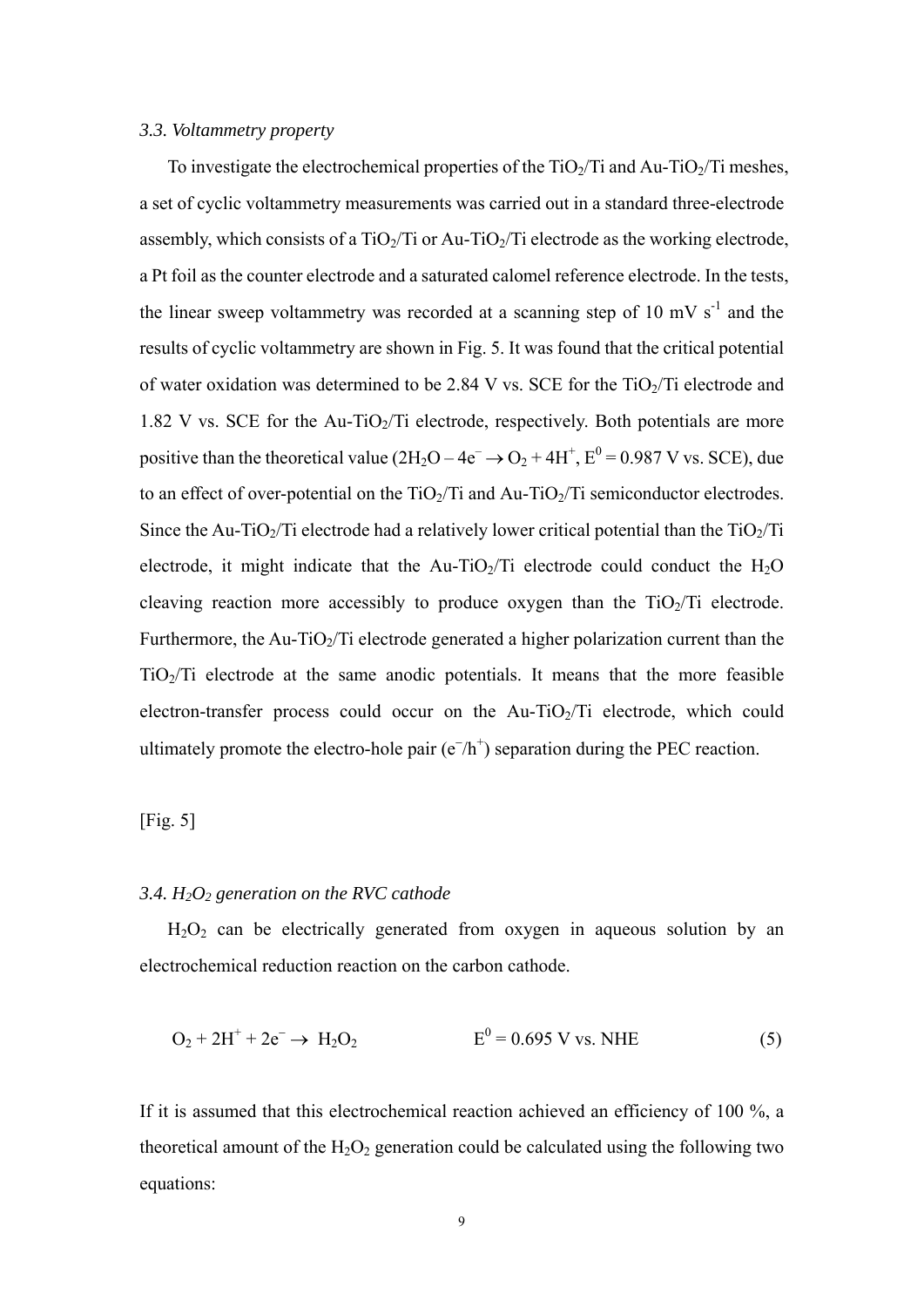### *3.3. Voltammetry property*

To investigate the electrochemical properties of the $TiO_2$/Ti and Au-$TiO_2$/Ti meshes, a set of cyclic voltammetry measurements was carried out in a standard three-electrode assembly, which consists of a $TiO_2$/Ti or Au-$TiO_2$/Ti electrode as the working electrode, a Pt foil as the counter electrode and a saturated calomel reference electrode. In the tests, the linear sweep voltammetry was recorded at a scanning step of 10 mV $s^{-1}$ and the results of cyclic voltammetry are shown in Fig. 5. It was found that the critical potential of water oxidation was determined to be 2.84 V vs. SCE for the $TiO_2$/Ti electrode and 1.82 V vs. SCE for the Au-$TiO_2$/Ti electrode, respectively. Both potentials are more positive than the theoretical value ($2H_2O - 4e^- \rightarrow O_2 + 4H^+$, $E^0$ = 0.987 V vs. SCE), due to an effect of over-potential on the $TiO_2$/Ti and Au-$TiO_2$/Ti semiconductor electrodes. Since the Au-$TiO_2$/Ti electrode had a relatively lower critical potential than the $TiO_2$/Ti electrode, it might indicate that the Au-$TiO_2$/Ti electrode could conduct the $H_2O$ cleaving reaction more accessibly to produce oxygen than the $TiO_2$/Ti electrode. Furthermore, the Au-$TiO_2$/Ti electrode generated a higher polarization current than the $TiO_2$/Ti electrode at the same anodic potentials. It means that the more feasible electron-transfer process could occur on the Au-$TiO_2$/Ti electrode, which could ultimately promote the electro-hole pair ($e^-/h^+$) separation during the PEC reaction.

[Fig. 5]

### *3.4. $H_2O_2$ generation on the RVC cathode*

$H_2O_2$ can be electrically generated from oxygen in aqueous solution by an electrochemical reduction reaction on the carbon cathode.

$$O_2 + 2H^+ + 2e^- \rightarrow H_2O_2 \qquad E^0 = 0.695 \text{ V vs. NHE} \tag{5}$$

If it is assumed that this electrochemical reaction achieved an efficiency of 100 %, a theoretical amount of the $H_2O_2$ generation could be calculated using the following two equations: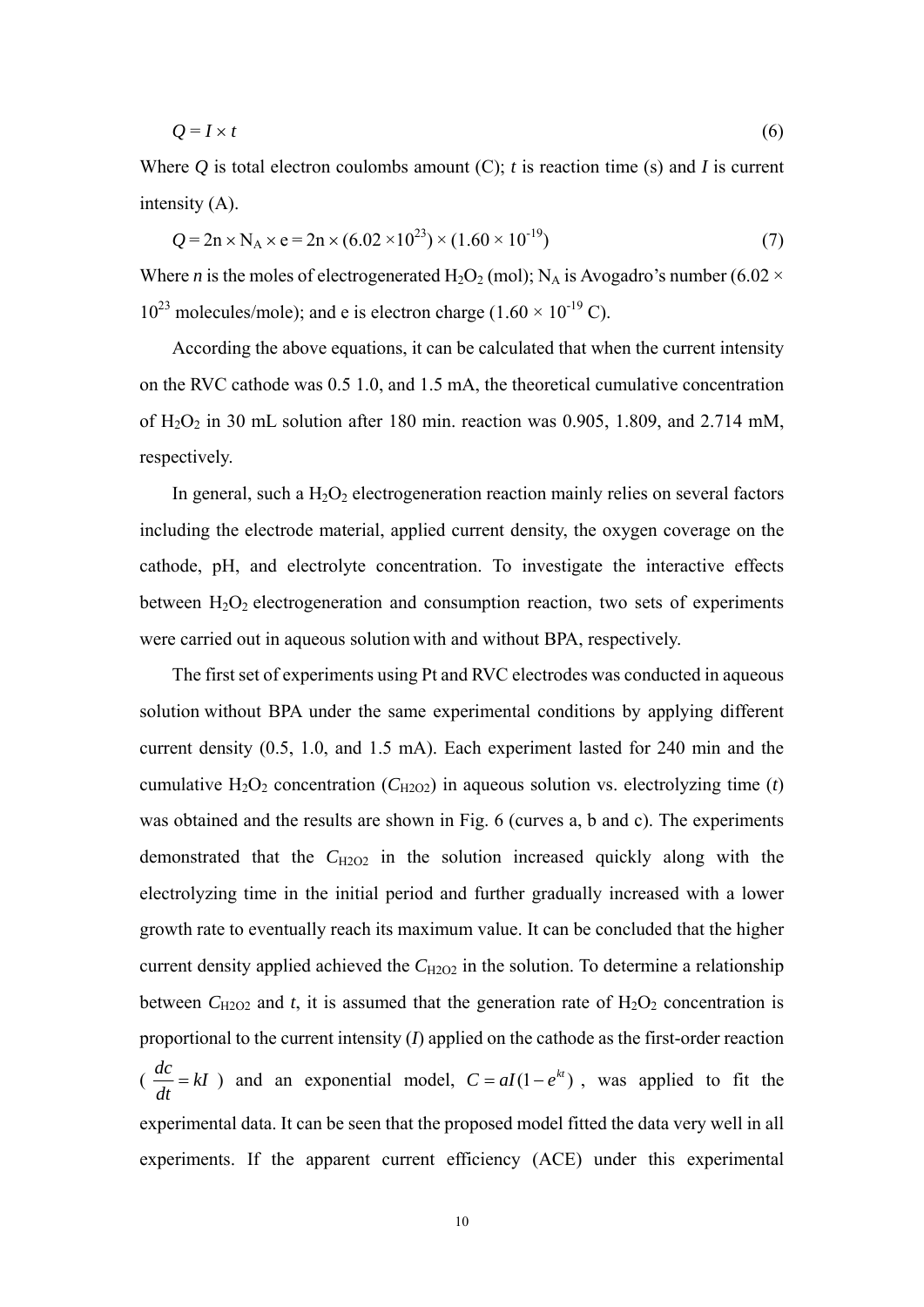$$Q = I \times t \tag{6}$$

Where $Q$ is total electron coulombs amount (C); $t$ is reaction time (s) and $I$ is current intensity (A).

$$Q = 2n \times N_A \times e = 2n \times (6.02 \times 10^{23}) \times (1.60 \times 10^{-19}) \tag{7}$$

Where $n$ is the moles of electrogenerated $H_2O_2$ (mol); $N_A$ is Avogadro's number ($6.02 \times 10^{23}$ molecules/mole); and e is electron charge ($1.60 \times 10^{-19}$ C).

According the above equations, it can be calculated that when the current intensity on the RVC cathode was 0.5 1.0, and 1.5 mA, the theoretical cumulative concentration of $H_2O_2$ in 30 mL solution after 180 min. reaction was 0.905, 1.809, and 2.714 mM, respectively.

In general, such a $H_2O_2$ electrogeneration reaction mainly relies on several factors including the electrode material, applied current density, the oxygen coverage on the cathode, pH, and electrolyte concentration. To investigate the interactive effects between $H_2O_2$ electrogeneration and consumption reaction, two sets of experiments were carried out in aqueous solution with and without BPA, respectively.

The first set of experiments using Pt and RVC electrodes was conducted in aqueous solution without BPA under the same experimental conditions by applying different current density (0.5, 1.0, and 1.5 mA). Each experiment lasted for 240 min and the cumulative $H_2O_2$ concentration ($C_{H2O2}$) in aqueous solution vs. electrolyzing time ($t$) was obtained and the results are shown in Fig. 6 (curves a, b and c). The experiments demonstrated that the $C_{H2O2}$ in the solution increased quickly along with the electrolyzing time in the initial period and further gradually increased with a lower growth rate to eventually reach its maximum value. It can be concluded that the higher current density applied achieved the $C_{H2O2}$ in the solution. To determine a relationship between $C_{H2O2}$ and $t$, it is assumed that the generation rate of $H_2O_2$ concentration is proportional to the current intensity ($I$) applied on the cathode as the first-order reaction ($\frac{dc}{dt} = kI$) and an exponential model, $C = aI(1 - e^{kt})$, was applied to fit the experimental data. It can be seen that the proposed model fitted the data very well in all experiments. If the apparent current efficiency (ACE) under this experimental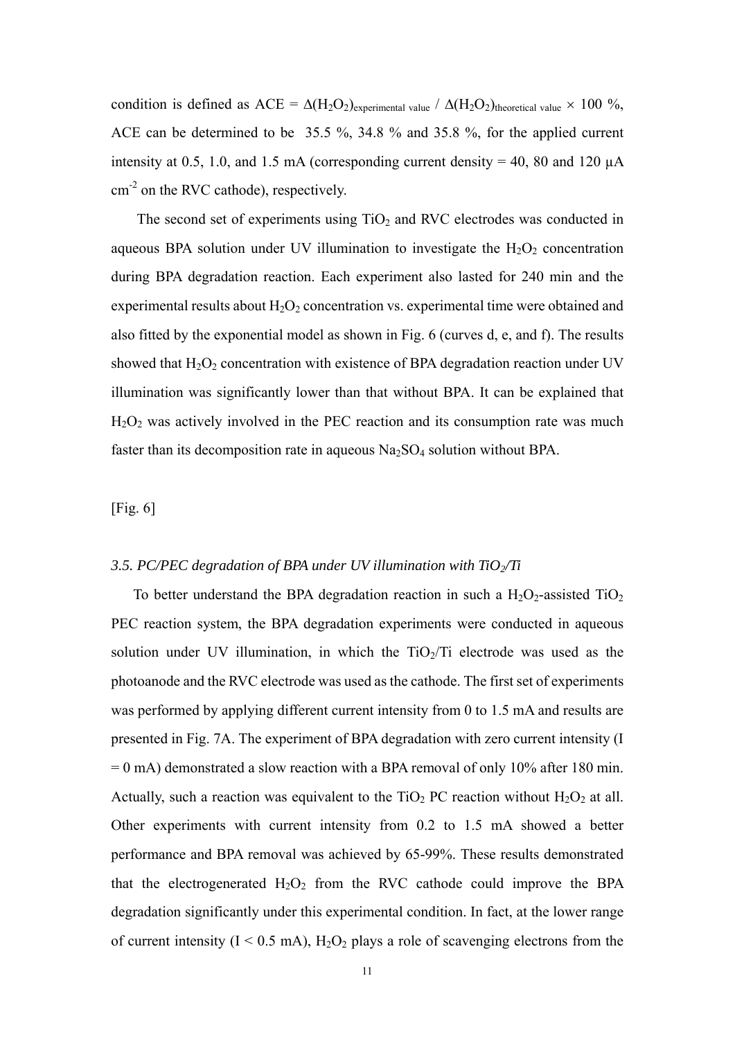condition is defined as ACE = $\Delta(H_2O_2)_{experimental\ value} / \Delta(H_2O_2)_{theoretical\ value} \times 100\ \%$, ACE can be determined to be 35.5 %, 34.8 % and 35.8 %, for the applied current intensity at 0.5, 1.0, and 1.5 mA (corresponding current density = 40, 80 and 120 μA $cm^{-2}$ on the RVC cathode), respectively.

The second set of experiments using $TiO_2$ and RVC electrodes was conducted in aqueous BPA solution under UV illumination to investigate the $H_2O_2$ concentration during BPA degradation reaction. Each experiment also lasted for 240 min and the experimental results about $H_2O_2$ concentration vs. experimental time were obtained and also fitted by the exponential model as shown in Fig. 6 (curves d, e, and f). The results showed that $H_2O_2$ concentration with existence of BPA degradation reaction under UV illumination was significantly lower than that without BPA. It can be explained that $H_2O_2$ was actively involved in the PEC reaction and its consumption rate was much faster than its decomposition rate in aqueous $Na_2SO_4$ solution without BPA.

[Fig. 6]

### *3.5. PC/PEC degradation of BPA under UV illumination with $TiO_2$/Ti*

To better understand the BPA degradation reaction in such a $H_2O_2$-assisted $TiO_2$ PEC reaction system, the BPA degradation experiments were conducted in aqueous solution under UV illumination, in which the $TiO_2$/Ti electrode was used as the photoanode and the RVC electrode was used as the cathode. The first set of experiments was performed by applying different current intensity from 0 to 1.5 mA and results are presented in Fig. 7A. The experiment of BPA degradation with zero current intensity (I = 0 mA) demonstrated a slow reaction with a BPA removal of only 10% after 180 min. Actually, such a reaction was equivalent to the $TiO_2$ PC reaction without $H_2O_2$ at all. Other experiments with current intensity from 0.2 to 1.5 mA showed a better performance and BPA removal was achieved by 65-99%. These results demonstrated that the electrogenerated $H_2O_2$ from the RVC cathode could improve the BPA degradation significantly under this experimental condition. In fact, at the lower range of current intensity (I < 0.5 mA), $H_2O_2$ plays a role of scavenging electrons from the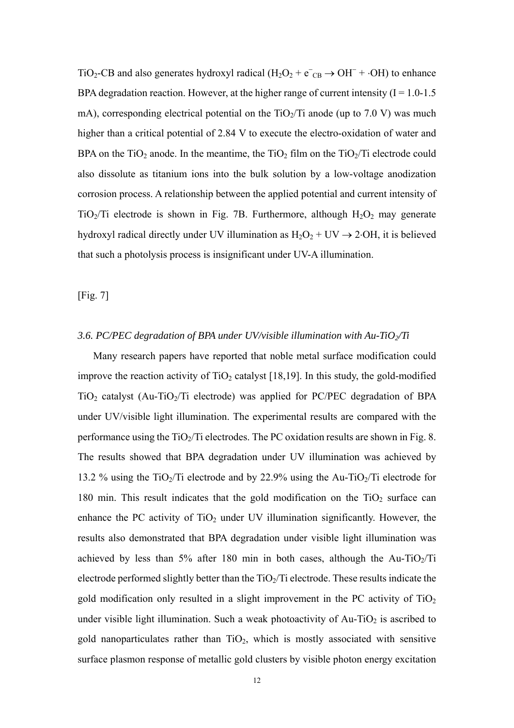$TiO_2$-CB and also generates hydroxyl radical ($H_2O_2 + e^-_{CB} \rightarrow OH^- + \cdot OH$) to enhance BPA degradation reaction. However, at the higher range of current intensity (I = 1.0-1.5 mA), corresponding electrical potential on the $TiO_2$/Ti anode (up to 7.0 V) was much higher than a critical potential of 2.84 V to execute the electro-oxidation of water and BPA on the $TiO_2$ anode. In the meantime, the $TiO_2$ film on the $TiO_2$/Ti electrode could also dissolute as titanium ions into the bulk solution by a low-voltage anodization corrosion process. A relationship between the applied potential and current intensity of $TiO_2$/Ti electrode is shown in Fig. 7B. Furthermore, although $H_2O_2$ may generate hydroxyl radical directly under UV illumination as $H_2O_2 + UV \rightarrow 2{\cdot}OH$, it is believed that such a photolysis process is insignificant under UV-A illumination.

[Fig. 7]

### *3.6. PC/PEC degradation of BPA under UV/visible illumination with Au-TiO$_2$/Ti*

Many research papers have reported that noble metal surface modification could improve the reaction activity of $TiO_2$ catalyst [18,19]. In this study, the gold-modified $TiO_2$ catalyst (Au-$TiO_2$/Ti electrode) was applied for PC/PEC degradation of BPA under UV/visible light illumination. The experimental results are compared with the performance using the $TiO_2$/Ti electrodes. The PC oxidation results are shown in Fig. 8. The results showed that BPA degradation under UV illumination was achieved by 13.2 % using the $TiO_2$/Ti electrode and by 22.9% using the Au-$TiO_2$/Ti electrode for 180 min. This result indicates that the gold modification on the $TiO_2$ surface can enhance the PC activity of $TiO_2$ under UV illumination significantly. However, the results also demonstrated that BPA degradation under visible light illumination was achieved by less than 5% after 180 min in both cases, although the Au-$TiO_2$/Ti electrode performed slightly better than the $TiO_2$/Ti electrode. These results indicate the gold modification only resulted in a slight improvement in the PC activity of $TiO_2$ under visible light illumination. Such a weak photoactivity of Au-$TiO_2$ is ascribed to gold nanoparticulates rather than $TiO_2$, which is mostly associated with sensitive surface plasmon response of metallic gold clusters by visible photon energy excitation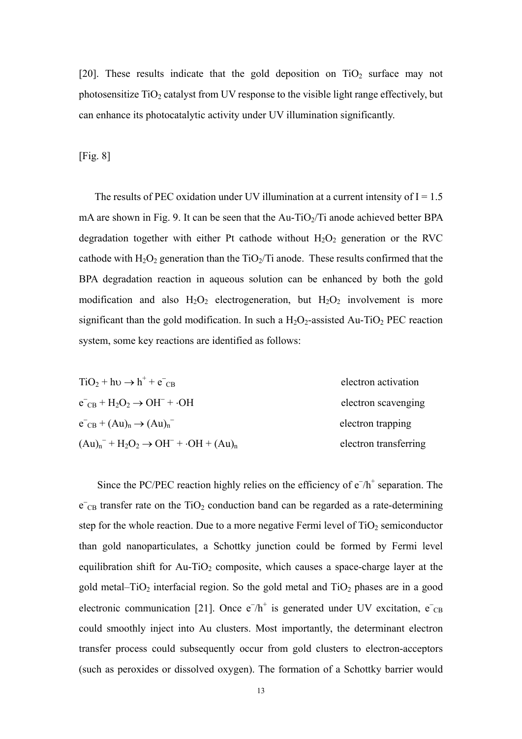[20]. These results indicate that the gold deposition on $TiO_2$ surface may not photosensitize $TiO_2$ catalyst from UV response to the visible light range effectively, but can enhance its photocatalytic activity under UV illumination significantly.

[Fig. 8]

The results of PEC oxidation under UV illumination at a current intensity of I = 1.5 mA are shown in Fig. 9. It can be seen that the Au-$TiO_2$/Ti anode achieved better BPA degradation together with either Pt cathode without $H_2O_2$ generation or the RVC cathode with $H_2O_2$ generation than the $TiO_2$/Ti anode. These results confirmed that the BPA degradation reaction in aqueous solution can be enhanced by both the gold modification and also $H_2O_2$ electrogeneration, but $H_2O_2$ involvement is more significant than the gold modification. In such a $H_2O_2$-assisted Au-$TiO_2$ PEC reaction system, some key reactions are identified as follows:

$TiO_2 + h\upsilon \rightarrow h^+ + e^-_{CB}$ electron activation

$e^-_{CB} + H_2O_2 \rightarrow OH^- + \cdot OH$ electron scavenging

$e^-_{CB} + (Au)_n \rightarrow (Au)_n^-$ electron trapping

$(Au)_n^- + H_2O_2 \rightarrow OH^- + \cdot OH + (Au)_n$ electron transferring

Since the PC/PEC reaction highly relies on the efficiency of $e^-/h^+$ separation. The $e^-_{CB}$ transfer rate on the $TiO_2$ conduction band can be regarded as a rate-determining step for the whole reaction. Due to a more negative Fermi level of $TiO_2$ semiconductor than gold nanoparticulates, a Schottky junction could be formed by Fermi level equilibration shift for Au-$TiO_2$ composite, which causes a space-charge layer at the gold metal–$TiO_2$ interfacial region. So the gold metal and $TiO_2$ phases are in a good electronic communication [21]. Once $e^-/h^+$ is generated under UV excitation, $e^-_{CB}$ could smoothly inject into Au clusters. Most importantly, the determinant electron transfer process could subsequently occur from gold clusters to electron-acceptors (such as peroxides or dissolved oxygen). The formation of a Schottky barrier would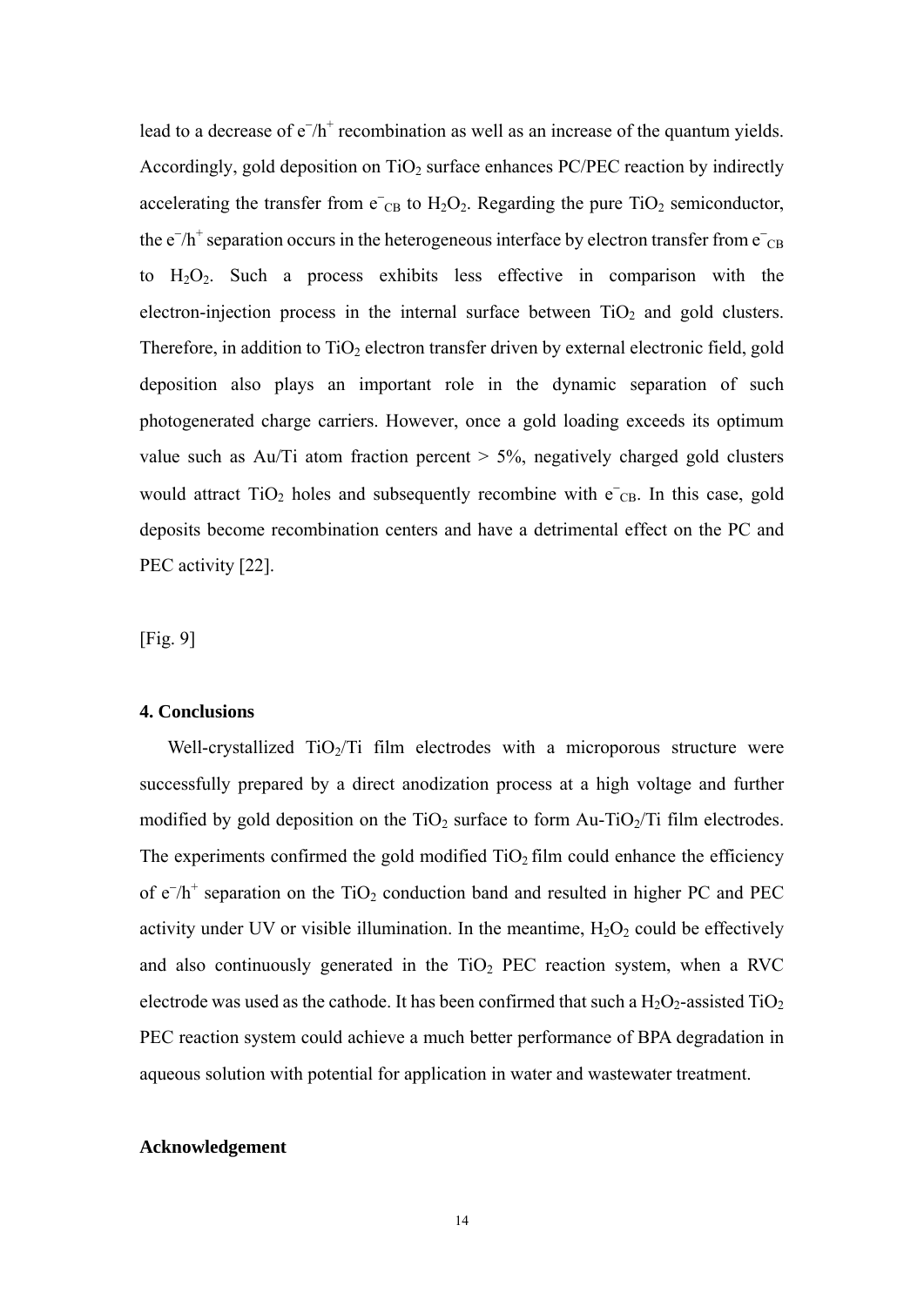lead to a decrease of $e^-/h^+$ recombination as well as an increase of the quantum yields. Accordingly, gold deposition on $TiO_2$ surface enhances PC/PEC reaction by indirectly accelerating the transfer from $e^-_{CB}$ to $H_2O_2$. Regarding the pure $TiO_2$ semiconductor, the $e^-/h^+$ separation occurs in the heterogeneous interface by electron transfer from $e^-_{CB}$ to $H_2O_2$. Such a process exhibits less effective in comparison with the electron-injection process in the internal surface between $TiO_2$ and gold clusters. Therefore, in addition to $TiO_2$ electron transfer driven by external electronic field, gold deposition also plays an important role in the dynamic separation of such photogenerated charge carriers. However, once a gold loading exceeds its optimum value such as Au/Ti atom fraction percent > 5%, negatively charged gold clusters would attract $TiO_2$ holes and subsequently recombine with $e^-_{CB}$. In this case, gold deposits become recombination centers and have a detrimental effect on the PC and PEC activity [22].

[Fig. 9]

#### 4. Conclusions

Well-crystallized $TiO_2$/Ti film electrodes with a microporous structure were successfully prepared by a direct anodization process at a high voltage and further modified by gold deposition on the $TiO_2$ surface to form Au-$TiO_2$/Ti film electrodes. The experiments confirmed the gold modified $TiO_2$ film could enhance the efficiency of $e^-/h^+$ separation on the $TiO_2$ conduction band and resulted in higher PC and PEC activity under UV or visible illumination. In the meantime, $H_2O_2$ could be effectively and also continuously generated in the $TiO_2$ PEC reaction system, when a RVC electrode was used as the cathode. It has been confirmed that such a $H_2O_2$-assisted $TiO_2$ PEC reaction system could achieve a much better performance of BPA degradation in aqueous solution with potential for application in water and wastewater treatment.

#### Acknowledgement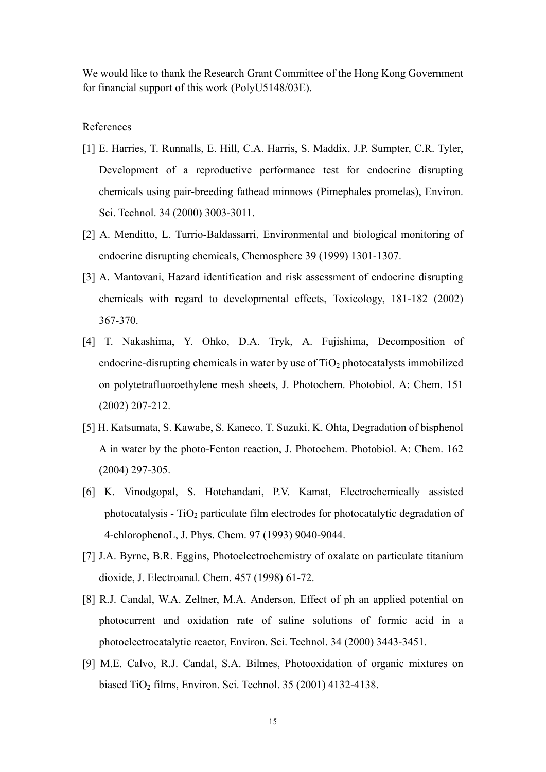We would like to thank the Research Grant Committee of the Hong Kong Government for financial support of this work (PolyU5148/03E).

References

[1] E. Harries, T. Runnalls, E. Hill, C.A. Harris, S. Maddix, J.P. Sumpter, C.R. Tyler, Development of a reproductive performance test for endocrine disrupting chemicals using pair-breeding fathead minnows (Pimephales promelas), Environ. Sci. Technol. 34 (2000) 3003-3011.

[2] A. Menditto, L. Turrio-Baldassarri, Environmental and biological monitoring of endocrine disrupting chemicals, Chemosphere 39 (1999) 1301-1307.

[3] A. Mantovani, Hazard identification and risk assessment of endocrine disrupting chemicals with regard to developmental effects, Toxicology, 181-182 (2002) 367-370.

[4] T. Nakashima, Y. Ohko, D.A. Tryk, A. Fujishima, Decomposition of endocrine-disrupting chemicals in water by use of $TiO_2$ photocatalysts immobilized on polytetrafluoroethylene mesh sheets, J. Photochem. Photobiol. A: Chem. 151 (2002) 207-212.

[5] H. Katsumata, S. Kawabe, S. Kaneco, T. Suzuki, K. Ohta, Degradation of bisphenol A in water by the photo-Fenton reaction, J. Photochem. Photobiol. A: Chem. 162 (2004) 297-305.

[6] K. Vinodgopal, S. Hotchandani, P.V. Kamat, Electrochemically assisted photocatalysis - $TiO_2$ particulate film electrodes for photocatalytic degradation of 4-chlorophenoL, J. Phys. Chem. 97 (1993) 9040-9044.

[7] J.A. Byrne, B.R. Eggins, Photoelectrochemistry of oxalate on particulate titanium dioxide, J. Electroanal. Chem. 457 (1998) 61-72.

[8] R.J. Candal, W.A. Zeltner, M.A. Anderson, Effect of ph an applied potential on photocurrent and oxidation rate of saline solutions of formic acid in a photoelectrocatalytic reactor, Environ. Sci. Technol. 34 (2000) 3443-3451.

[9] M.E. Calvo, R.J. Candal, S.A. Bilmes, Photooxidation of organic mixtures on biased $TiO_2$ films, Environ. Sci. Technol. 35 (2001) 4132-4138.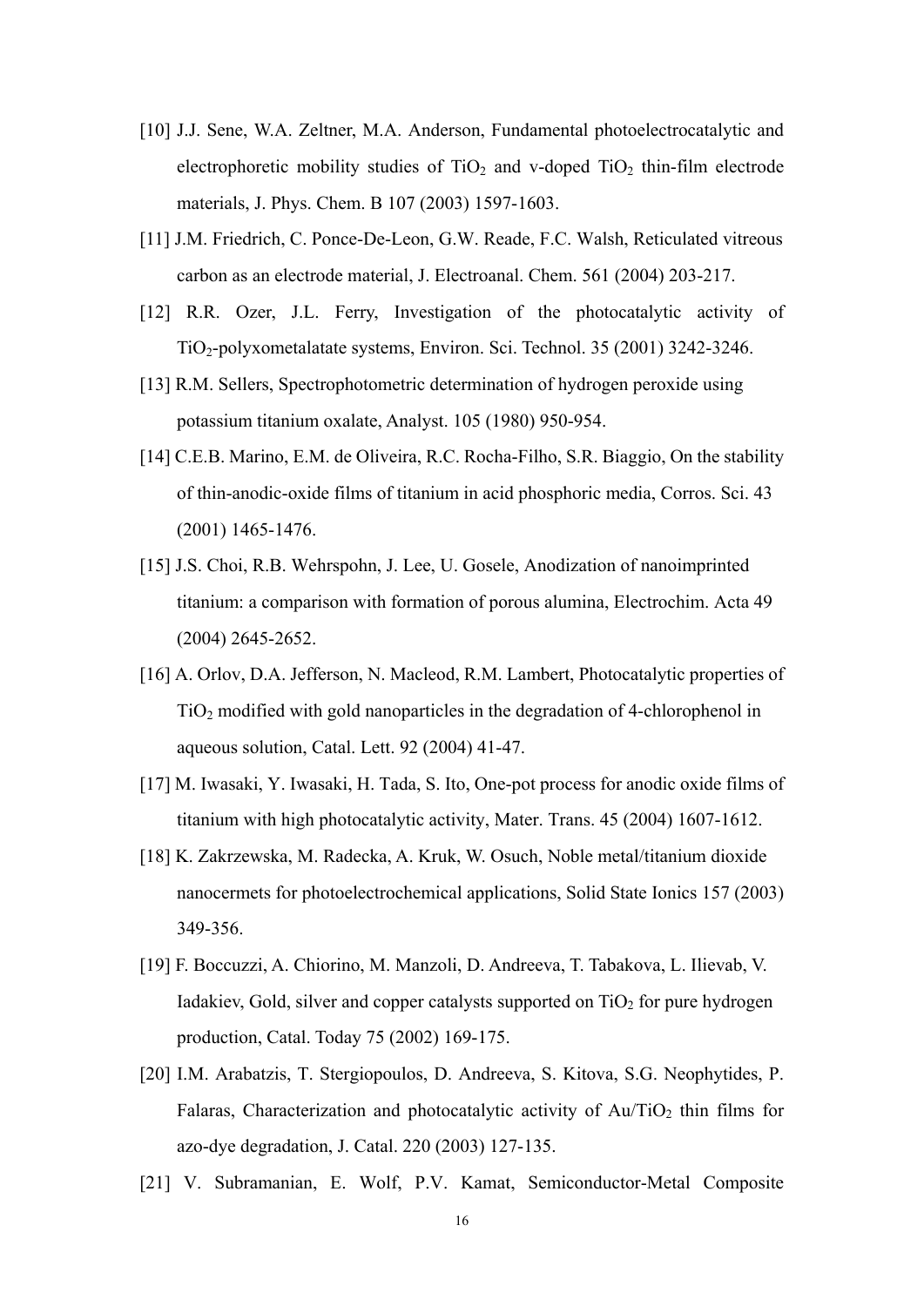[10] J.J. Sene, W.A. Zeltner, M.A. Anderson, Fundamental photoelectrocatalytic and electrophoretic mobility studies of $TiO_2$ and v-doped $TiO_2$ thin-film electrode materials, J. Phys. Chem. B 107 (2003) 1597-1603.

[11] J.M. Friedrich, C. Ponce-De-Leon, G.W. Reade, F.C. Walsh, Reticulated vitreous carbon as an electrode material, J. Electroanal. Chem. 561 (2004) 203-217.

[12] R.R. Ozer, J.L. Ferry, Investigation of the photocatalytic activity of $TiO_2$-polyxometalatate systems, Environ. Sci. Technol. 35 (2001) 3242-3246.

[13] R.M. Sellers, Spectrophotometric determination of hydrogen peroxide using potassium titanium oxalate, Analyst. 105 (1980) 950-954.

[14] C.E.B. Marino, E.M. de Oliveira, R.C. Rocha-Filho, S.R. Biaggio, On the stability of thin-anodic-oxide films of titanium in acid phosphoric media, Corros. Sci. 43 (2001) 1465-1476.

[15] J.S. Choi, R.B. Wehrspohn, J. Lee, U. Gosele, Anodization of nanoimprinted titanium: a comparison with formation of porous alumina, Electrochim. Acta 49 (2004) 2645-2652.

[16] A. Orlov, D.A. Jefferson, N. Macleod, R.M. Lambert, Photocatalytic properties of $TiO_2$ modified with gold nanoparticles in the degradation of 4-chlorophenol in aqueous solution, Catal. Lett. 92 (2004) 41-47.

[17] M. Iwasaki, Y. Iwasaki, H. Tada, S. Ito, One-pot process for anodic oxide films of titanium with high photocatalytic activity, Mater. Trans. 45 (2004) 1607-1612.

[18] K. Zakrzewska, M. Radecka, A. Kruk, W. Osuch, Noble metal/titanium dioxide nanocermets for photoelectrochemical applications, Solid State Ionics 157 (2003) 349-356.

[19] F. Boccuzzi, A. Chiorino, M. Manzoli, D. Andreeva, T. Tabakova, L. Ilievab, V. Iadakiev, Gold, silver and copper catalysts supported on $TiO_2$ for pure hydrogen production, Catal. Today 75 (2002) 169-175.

[20] I.M. Arabatzis, T. Stergiopoulos, D. Andreeva, S. Kitova, S.G. Neophytides, P. Falaras, Characterization and photocatalytic activity of $Au/TiO_2$ thin films for azo-dye degradation, J. Catal. 220 (2003) 127-135.

[21] V. Subramanian, E. Wolf, P.V. Kamat, Semiconductor-Metal Composite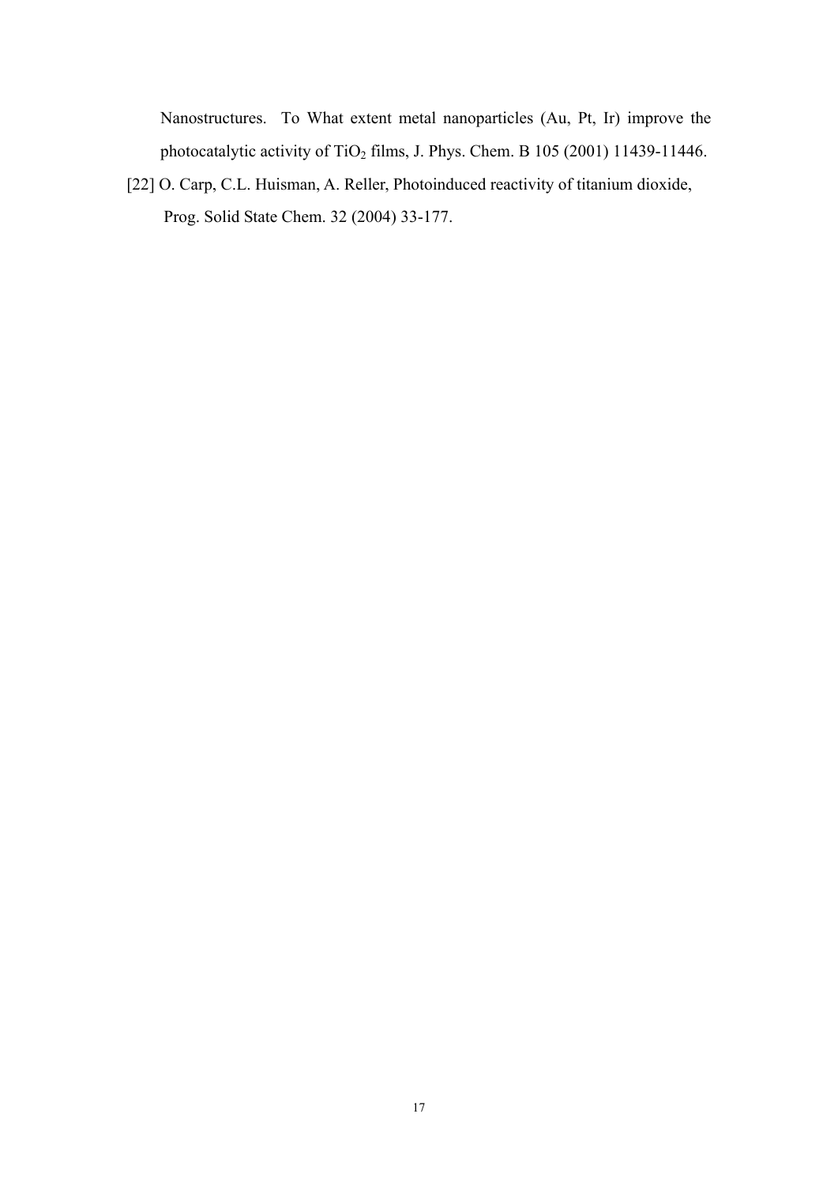Nanostructures. To What extent metal nanoparticles (Au, Pt, Ir) improve the photocatalytic activity of $TiO_2$ films, J. Phys. Chem. B 105 (2001) 11439-11446.

[22] O. Carp, C.L. Huisman, A. Reller, Photoinduced reactivity of titanium dioxide, Prog. Solid State Chem. 32 (2004) 33-177.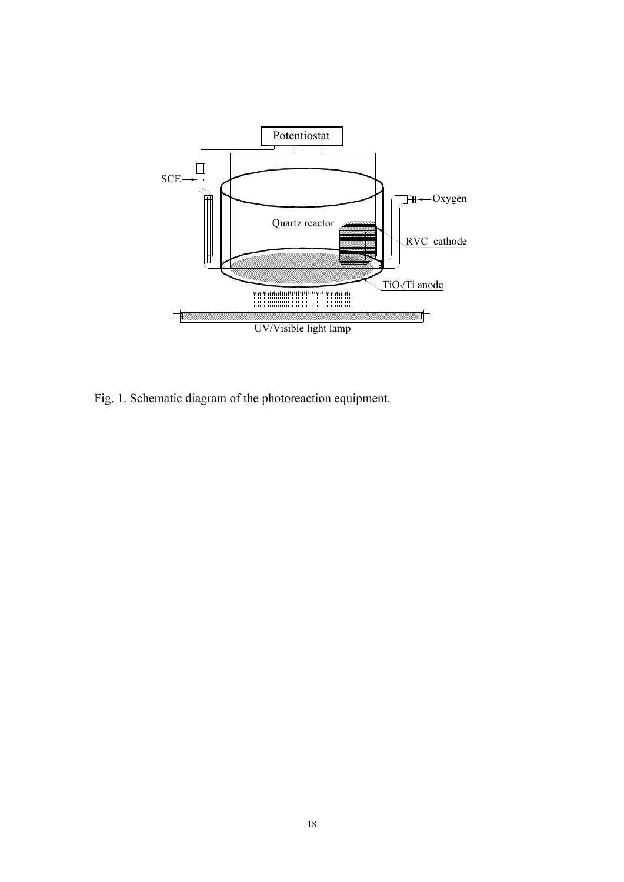Fig. 1. Schematic diagram of the photoreaction equipment.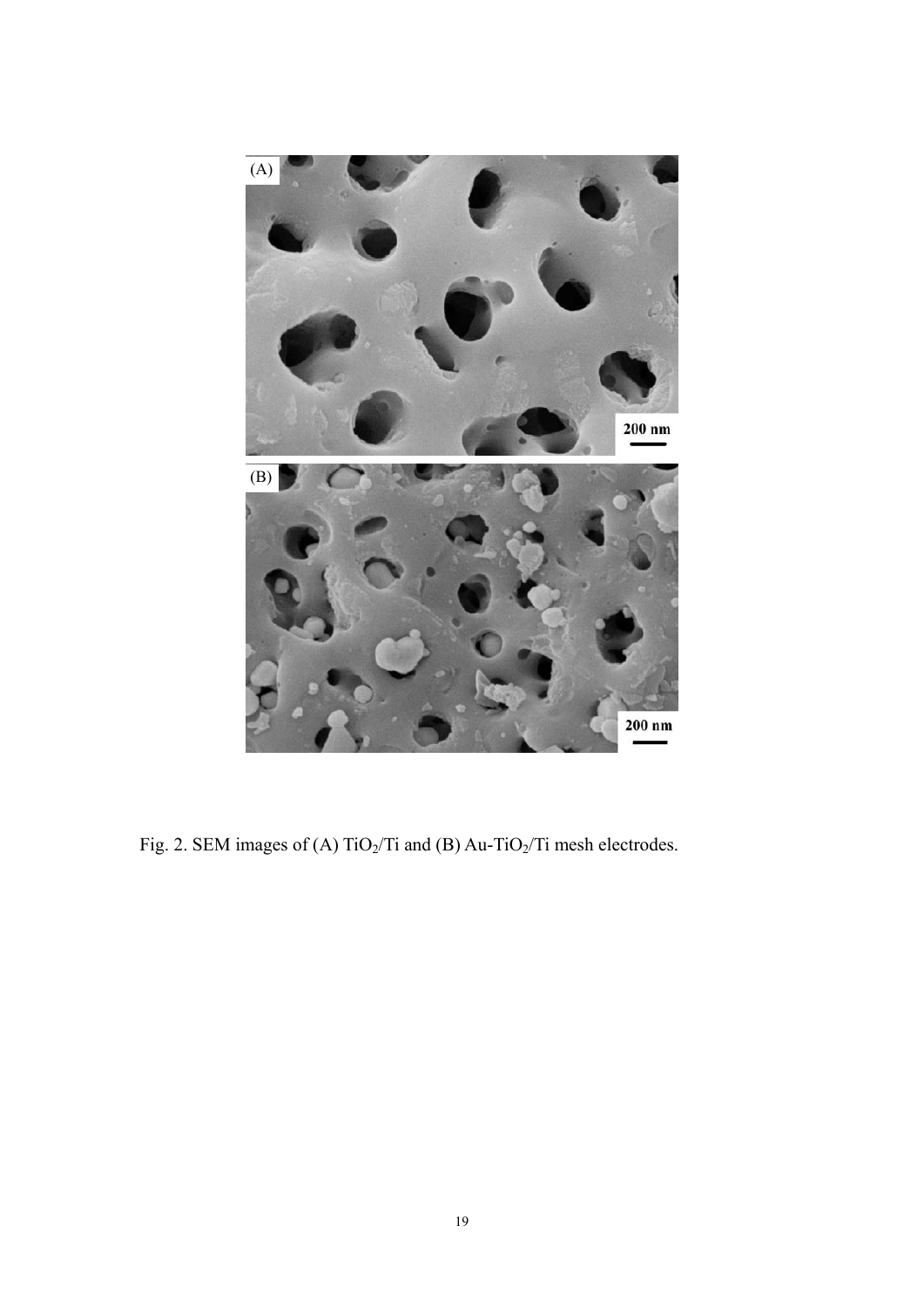Fig. 2. SEM images of (A) $TiO_2$/Ti and (B) Au-$TiO_2$/Ti mesh electrodes.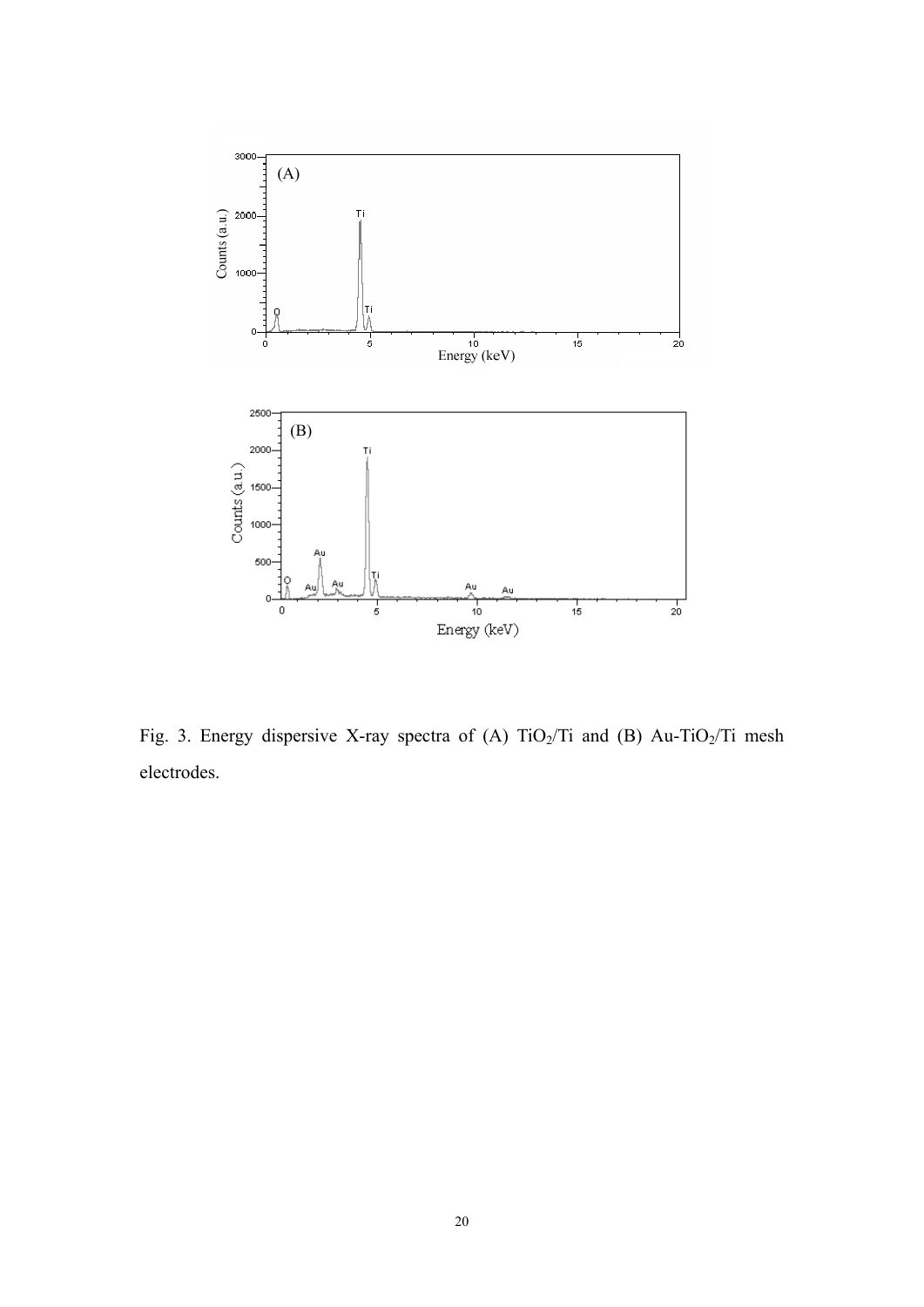Fig. 3. Energy dispersive X-ray spectra of (A) $TiO_2$/Ti and (B) Au-$TiO_2$/Ti mesh electrodes.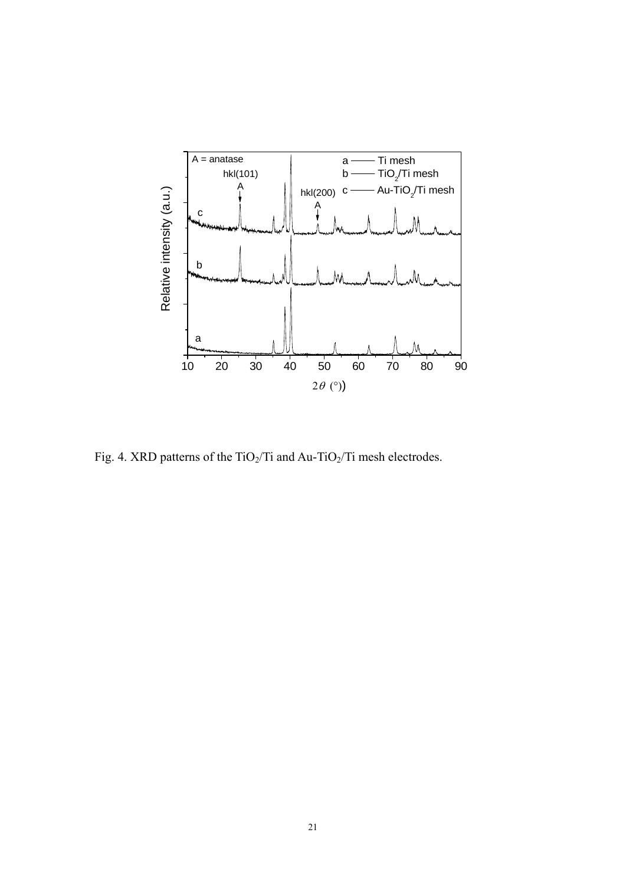Fig. 4. XRD patterns of the $TiO_2$/Ti and Au-$TiO_2$/Ti mesh electrodes.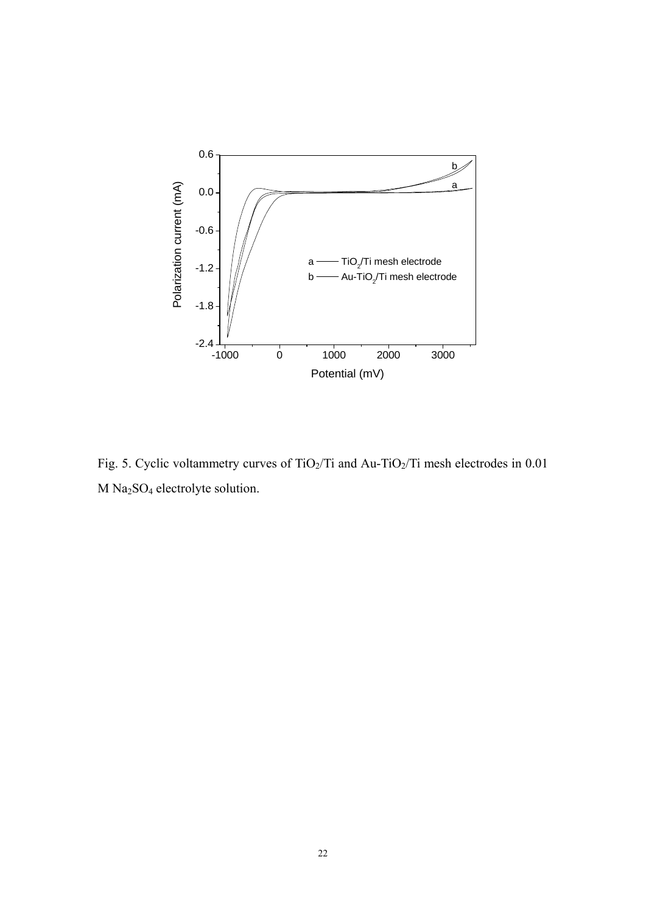Fig. 5. Cyclic voltammetry curves of $TiO_2$/Ti and Au-$TiO_2$/Ti mesh electrodes in 0.01 M $Na_2SO_4$ electrolyte solution.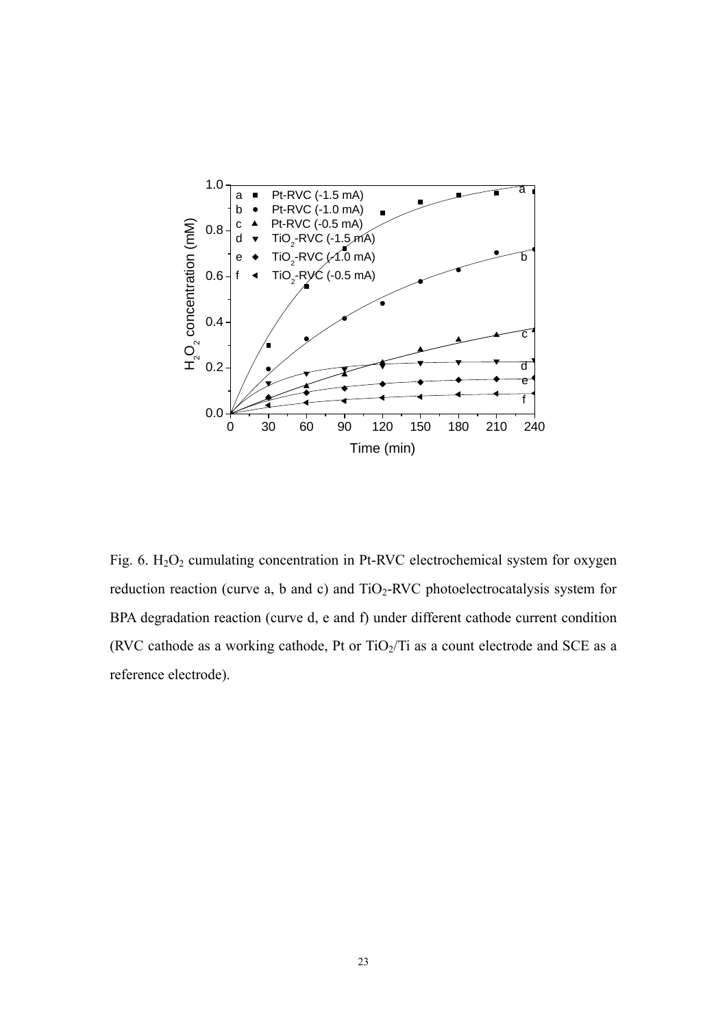Fig. 6. $H_2O_2$ cumulating concentration in Pt-RVC electrochemical system for oxygen reduction reaction (curve a, b and c) and $TiO_2$-RVC photoelectrocatalysis system for BPA degradation reaction (curve d, e and f) under different cathode current condition (RVC cathode as a working cathode, Pt or $TiO_2$/Ti as a count electrode and SCE as a reference electrode).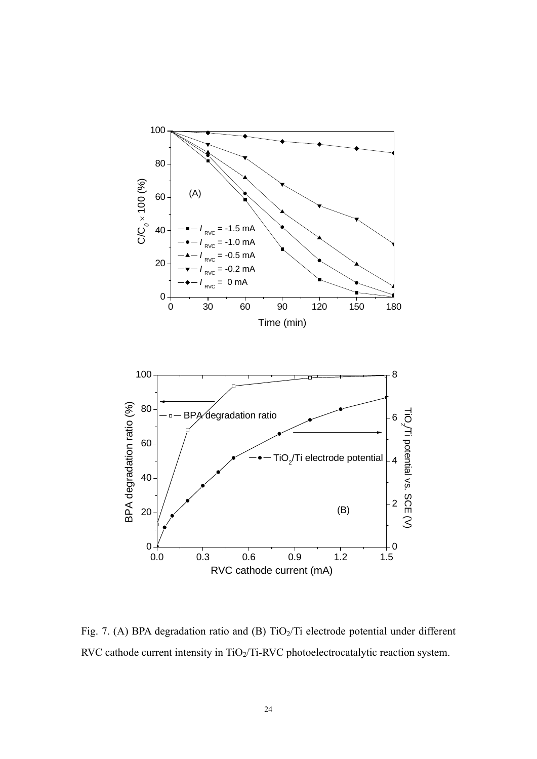Fig. 7. (A) BPA degradation ratio and (B) $TiO_2$/Ti electrode potential under different RVC cathode current intensity in $TiO_2$/Ti-RVC photoelectrocatalytic reaction system.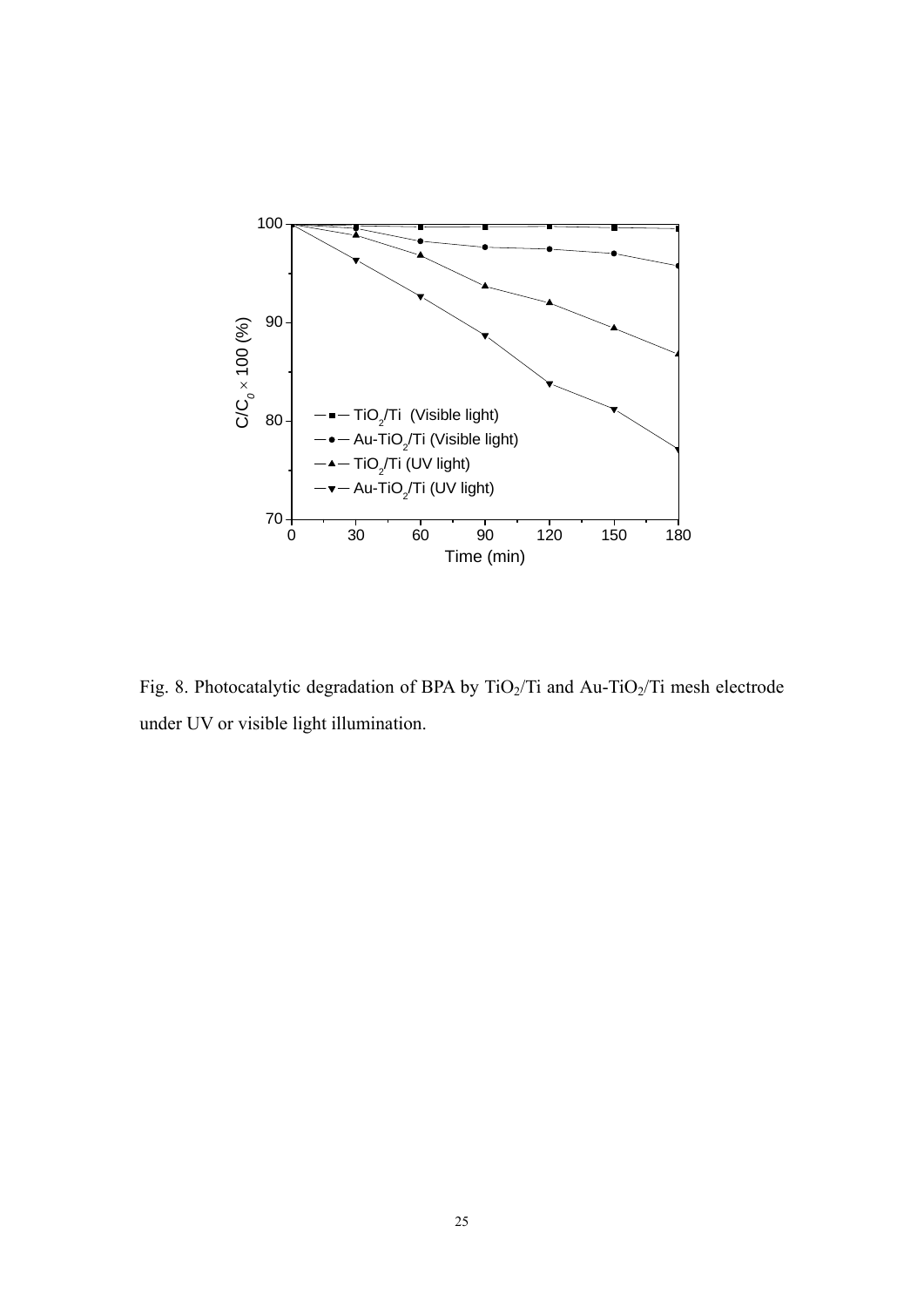Fig. 8. Photocatalytic degradation of BPA by $TiO_2$/Ti and Au-$TiO_2$/Ti mesh electrode under UV or visible light illumination.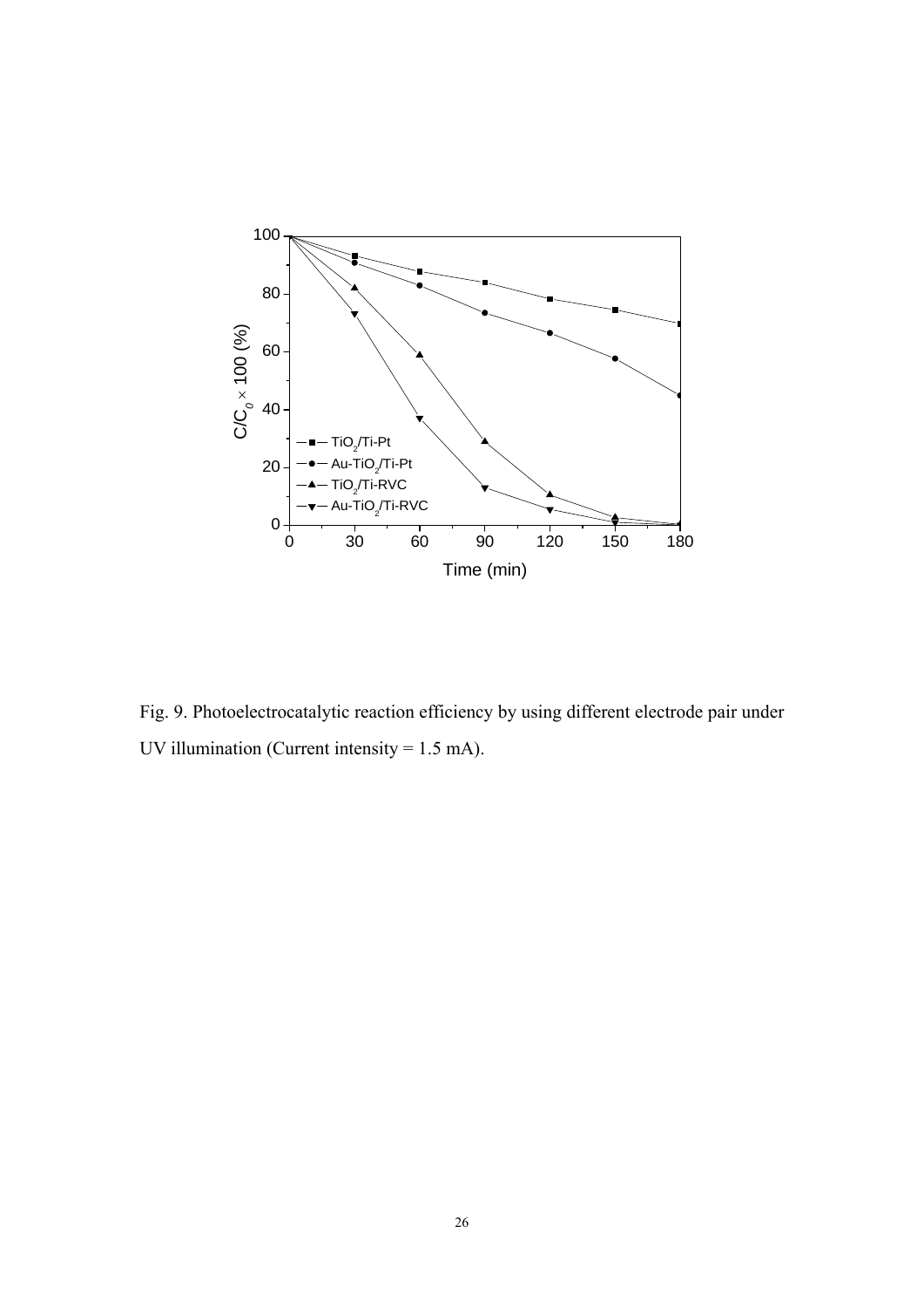100

80

60

40

20

0

0 30 60 90 120 150 180

Time (min)

$C/C_0 \times 100$ (%)

$TiO_2$/Ti-Pt

Au-$TiO_2$/Ti-Pt

$TiO_2$/Ti-RVC

Au-$TiO_2$/Ti-RVC

Fig. 9. Photoelectrocatalytic reaction efficiency by using different electrode pair under UV illumination (Current intensity = 1.5 mA).